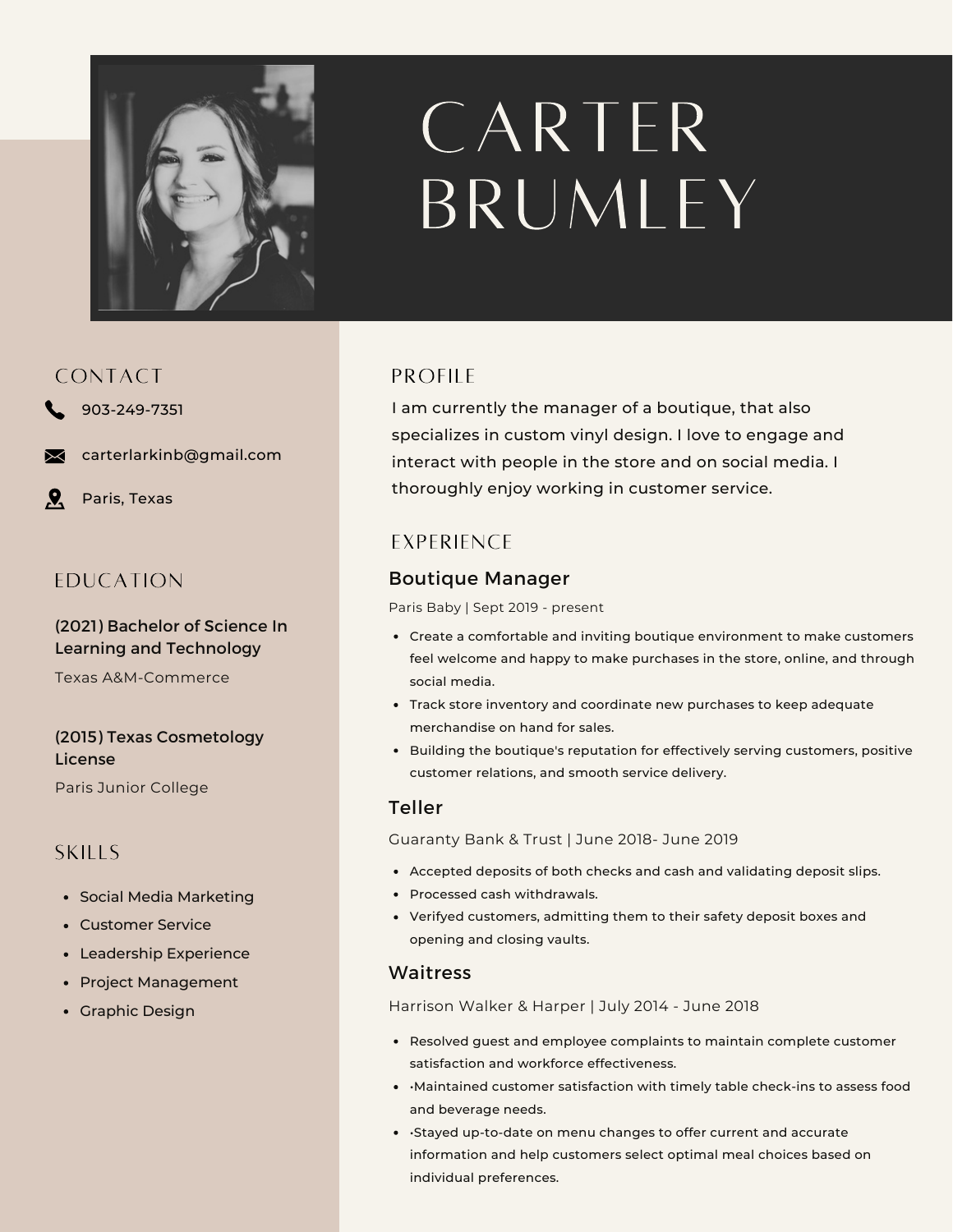# CARTER BRUMLEY

## CONTACT

903-249-7351

carterlarkinb@gmail.com

Paris, Texas

## EDUCATION

**(2021) Bachelor of Science In Learning and Technology**

Texas A&M-Commerce

**(2015) Texas Cosmetology License**

Paris Junior College

## SKILLS

- Social Media Marketing
- Customer Service
- Leadership Experience
- Project Management
- Graphic Design

## PROFILE

I am currently the manager of a boutique, that also specializes in custom vinyl design. I love to engage and interact with people in the store and on social media. I thoroughly enjoy working in customer service.

## EXPERIENCE

### Boutique Manager

Paris Baby | Sept 2019 - present

- Create a comfortable and inviting boutique environment to make customers feel welcome and happy to make purchases in the store, online, and through social media.
- Track store inventory and coordinate new purchases to keep adequate merchandise on hand for sales.
- Building the boutique's reputation for effectively serving customers, positive customer relations, and smooth service delivery.

### Teller

Guaranty Bank & Trust | June 2018- June 2019

- Accepted deposits of both checks and cash and validating deposit slips.
- Processed cash withdrawals.
- Verifyed customers, admitting them to their safety deposit boxes and opening and closing vaults.

### Waitress

Harrison Walker & Harper | July 2014 - June 2018

- Resolved guest and employee complaints to maintain complete customer satisfaction and workforce effectiveness.
- •Maintained customer satisfaction with timely table check-ins to assess food and beverage needs.
- •Stayed up-to-date on menu changes to offer current and accurate information and help customers select optimal meal choices based on individual preferences.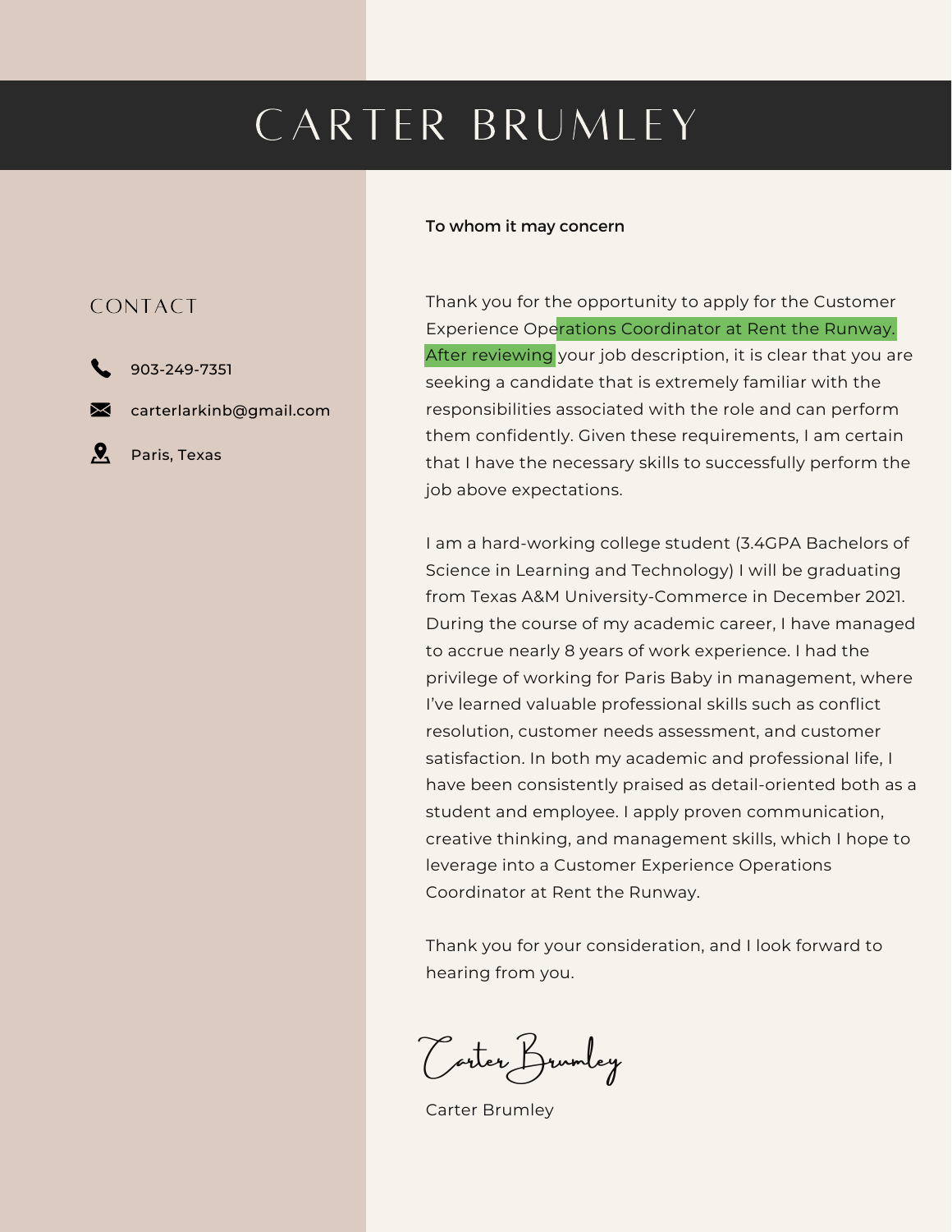# CARTER BRUMLEY

## CONTACT

903-249-7351

carterlarkinb@gmail.com

Paris, Texas

**To whom it may concern**

Thank you for the opportunity to apply for the Customer Experience Operations Coordinator at Rent the Runway. After reviewing your job description, it is clear that you are seeking a candidate that is extremely familiar with the responsibilities associated with the role and can perform them confidently. Given these requirements, I am certain that I have the necessary skills to successfully perform the job above expectations.

I am a hard-working college student (3.4GPA Bachelors of Science in Learning and Technology) I will be graduating from Texas A&M University-Commerce in December 2021. During the course of my academic career, I have managed to accrue nearly 8 years of work experience. I had the privilege of working for Paris Baby in management, where I've learned valuable professional skills such as conflict resolution, customer needs assessment, and customer satisfaction. In both my academic and professional life, I have been consistently praised as detail-oriented both as a student and employee. I apply proven communication, creative thinking, and management skills, which I hope to leverage into a Customer Experience Operations Coordinator at Rent the Runway.

Thank you for your consideration, and I look forward to hearing from you.

Carter Brumley

Carter Brumley